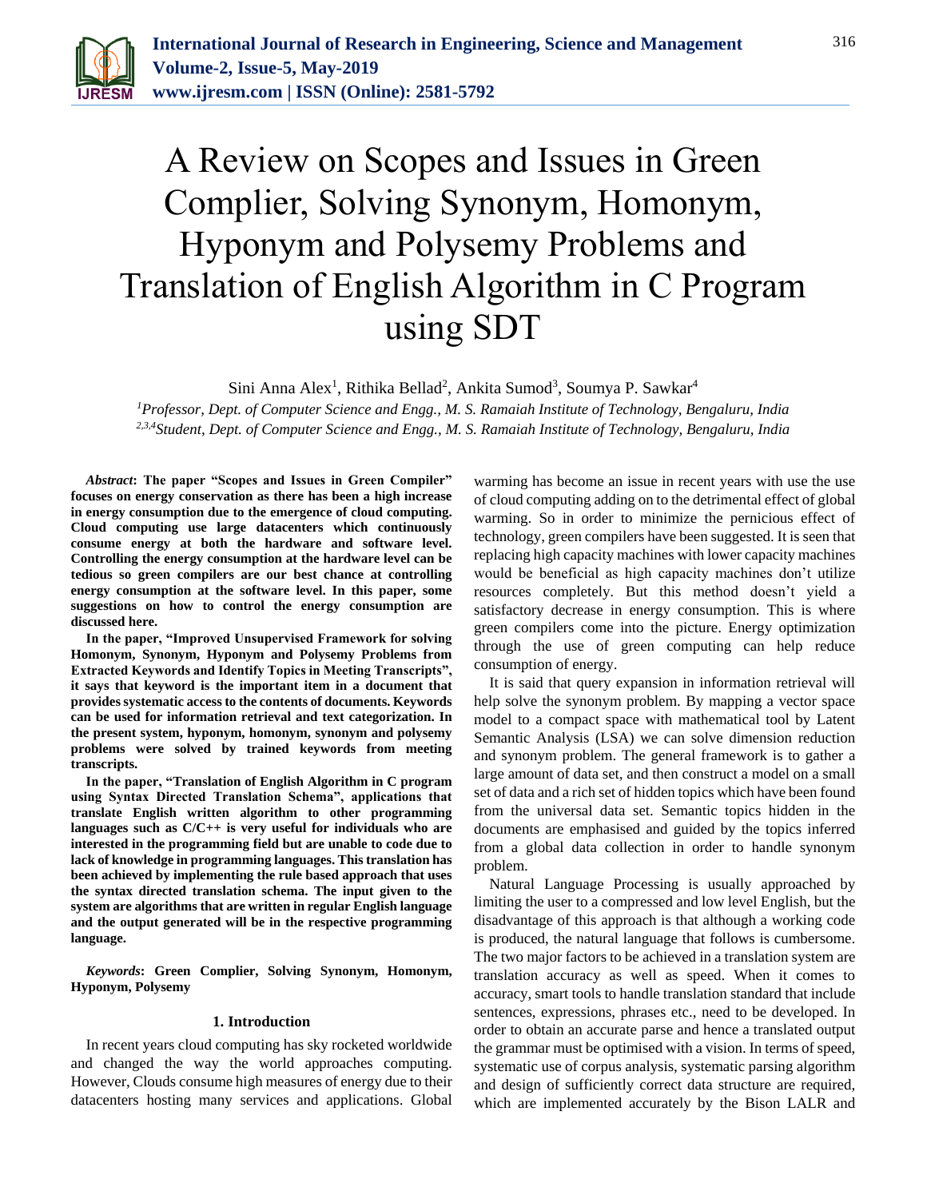# A Review on Scopes and Issues in Green Complier, Solving Synonym, Homonym, Hyponym and Polysemy Problems and Translation of English Algorithm in C Program using SDT

Sini Anna Alex[1], Rithika Bellad[2], Ankita Sumod[3], Soumya P. Sawkar[4]

[1]*Professor, Dept. of Computer Science and Engg., M. S. Ramaiah Institute of Technology, Bengaluru, India*
[2,3,4]*Student, Dept. of Computer Science and Engg., M. S. Ramaiah Institute of Technology, Bengaluru, India*

***Abstract*: The paper "Scopes and Issues in Green Compiler" focuses on energy conservation as there has been a high increase in energy consumption due to the emergence of cloud computing. Cloud computing use large datacenters which continuously consume energy at both the hardware and software level. Controlling the energy consumption at the hardware level can be tedious so green compilers are our best chance at controlling energy consumption at the software level. In this paper, some suggestions on how to control the energy consumption are discussed here.**

**In the paper, "Improved Unsupervised Framework for solving Homonym, Synonym, Hyponym and Polysemy Problems from Extracted Keywords and Identify Topics in Meeting Transcripts", it says that keyword is the important item in a document that provides systematic access to the contents of documents. Keywords can be used for information retrieval and text categorization. In the present system, hyponym, homonym, synonym and polysemy problems were solved by trained keywords from meeting transcripts.**

**In the paper, "Translation of English Algorithm in C program using Syntax Directed Translation Schema", applications that translate English written algorithm to other programming languages such as C/C++ is very useful for individuals who are interested in the programming field but are unable to code due to lack of knowledge in programming languages. This translation has been achieved by implementing the rule based approach that uses the syntax directed translation schema. The input given to the system are algorithms that are written in regular English language and the output generated will be in the respective programming language.**

***Keywords*: Green Complier, Solving Synonym, Homonym, Hyponym, Polysemy**

## 1. Introduction

In recent years cloud computing has sky rocketed worldwide and changed the way the world approaches computing. However, Clouds consume high measures of energy due to their datacenters hosting many services and applications. Global warming has become an issue in recent years with use the use of cloud computing adding on to the detrimental effect of global warming. So in order to minimize the pernicious effect of technology, green compilers have been suggested. It is seen that replacing high capacity machines with lower capacity machines would be beneficial as high capacity machines don't utilize resources completely. But this method doesn't yield a satisfactory decrease in energy consumption. This is where green compilers come into the picture. Energy optimization through the use of green computing can help reduce consumption of energy.

It is said that query expansion in information retrieval will help solve the synonym problem. By mapping a vector space model to a compact space with mathematical tool by Latent Semantic Analysis (LSA) we can solve dimension reduction and synonym problem. The general framework is to gather a large amount of data set, and then construct a model on a small set of data and a rich set of hidden topics which have been found from the universal data set. Semantic topics hidden in the documents are emphasised and guided by the topics inferred from a global data collection in order to handle synonym problem.

Natural Language Processing is usually approached by limiting the user to a compressed and low level English, but the disadvantage of this approach is that although a working code is produced, the natural language that follows is cumbersome. The two major factors to be achieved in a translation system are translation accuracy as well as speed. When it comes to accuracy, smart tools to handle translation standard that include sentences, expressions, phrases etc., need to be developed. In order to obtain an accurate parse and hence a translated output the grammar must be optimised with a vision. In terms of speed, systematic use of corpus analysis, systematic parsing algorithm and design of sufficiently correct data structure are required, which are implemented accurately by the Bison LALR and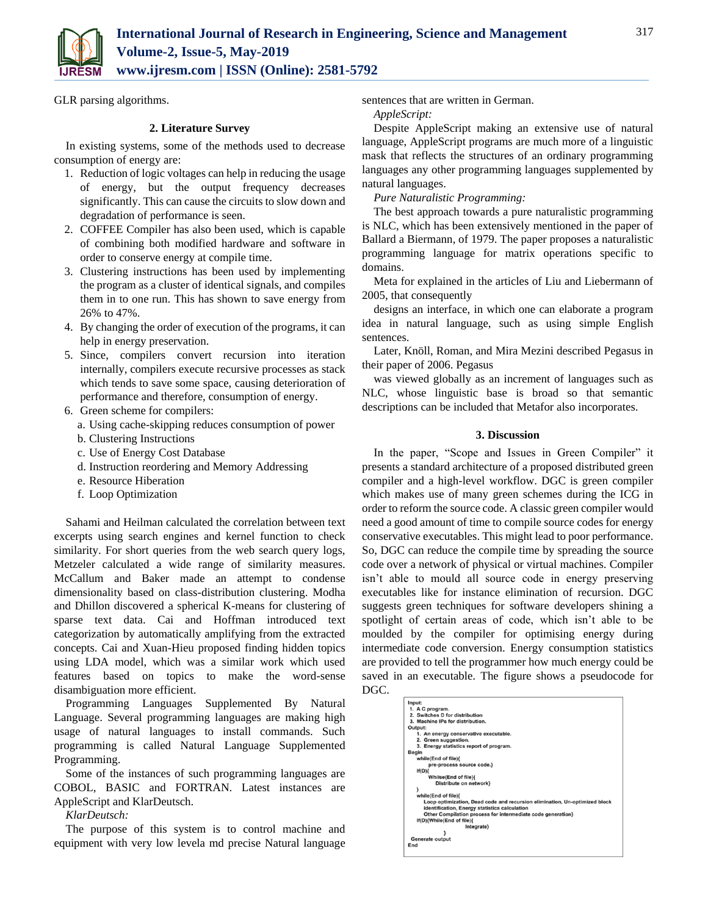GLR parsing algorithms.

## 2. Literature Survey

In existing systems, some of the methods used to decrease consumption of energy are:

1. Reduction of logic voltages can help in reducing the usage of energy, but the output frequency decreases significantly. This can cause the circuits to slow down and degradation of performance is seen.
2. COFFEE Compiler has also been used, which is capable of combining both modified hardware and software in order to conserve energy at compile time.
3. Clustering instructions has been used by implementing the program as a cluster of identical signals, and compiles them in to one run. This has shown to save energy from 26% to 47%.
4. By changing the order of execution of the programs, it can help in energy preservation.
5. Since, compilers convert recursion into iteration internally, compilers execute recursive processes as stack which tends to save some space, causing deterioration of performance and therefore, consumption of energy.
6. Green scheme for compilers:
   a. Using cache-skipping reduces consumption of power
   b. Clustering Instructions
   c. Use of Energy Cost Database
   d. Instruction reordering and Memory Addressing
   e. Resource Hiberation
   f. Loop Optimization

Sahami and Heilman calculated the correlation between text excerpts using search engines and kernel function to check similarity. For short queries from the web search query logs, Metzeler calculated a wide range of similarity measures. McCallum and Baker made an attempt to condense dimensionality based on class-distribution clustering. Modha and Dhillon discovered a spherical K-means for clustering of sparse text data. Cai and Hoffman introduced text categorization by automatically amplifying from the extracted concepts. Cai and Xuan-Hieu proposed finding hidden topics using LDA model, which was a similar work which used features based on topics to make the word-sense disambiguation more efficient.

Programming Languages Supplemented By Natural Language. Several programming languages are making high usage of natural languages to install commands. Such programming is called Natural Language Supplemented Programming.

Some of the instances of such programming languages are COBOL, BASIC and FORTRAN. Latest instances are AppleScript and KlarDeutsch.

*KlarDeutsch:*

The purpose of this system is to control machine and equipment with very low levela md precise Natural language sentences that are written in German.

*AppleScript:*

Despite AppleScript making an extensive use of natural language, AppleScript programs are much more of a linguistic mask that reflects the structures of an ordinary programming languages any other programming languages supplemented by natural languages.

*Pure Naturalistic Programming:*

The best approach towards a pure naturalistic programming is NLC, which has been extensively mentioned in the paper of Ballard a Biermann, of 1979. The paper proposes a naturalistic programming language for matrix operations specific to domains.

Meta for explained in the articles of Liu and Liebermann of 2005, that consequently

designs an interface, in which one can elaborate a program idea in natural language, such as using simple English sentences.

Later, Knöll, Roman, and Mira Mezini described Pegasus in their paper of 2006. Pegasus

was viewed globally as an increment of languages such as NLC, whose linguistic base is broad so that semantic descriptions can be included that Metafor also incorporates.

## 3. Discussion

In the paper, "Scope and Issues in Green Compiler" it presents a standard architecture of a proposed distributed green compiler and a high-level workflow. DGC is green compiler which makes use of many green schemes during the ICG in order to reform the source code. A classic green compiler would need a good amount of time to compile source codes for energy conservative executables. This might lead to poor performance. So, DGC can reduce the compile time by spreading the source code over a network of physical or virtual machines. Compiler isn't able to mould all source code in energy preserving executables like for instance elimination of recursion. DGC suggests green techniques for software developers shining a spotlight of certain areas of code, which isn't able to be moulded by the compiler for optimising energy during intermediate code conversion. Energy consumption statistics are provided to tell the programmer how much energy could be saved in an executable. The figure shows a pseudocode for DGC.

```
Input:
 1. A C program.
 2. Switches D for distribution
 3. Machine IPs for distribution.
Output:
   1. An energy conservative executable.
   2. Green suggestion.
   3. Energy statistics report of program.
Begin
   while(End of file){
        pre-process source code.}
   If(D){
        Whilse(End of file){
            Distribute on network}
   }
   while(End of file){
      Loop optimization, Dead code and recursion elimination, Un-optimized block
      identification, Energy statistics calculation
      Other Compilation process for intermediate code generation}
   If(D){While(End of file){
                 Integrate}
           }
 Generate output
End
```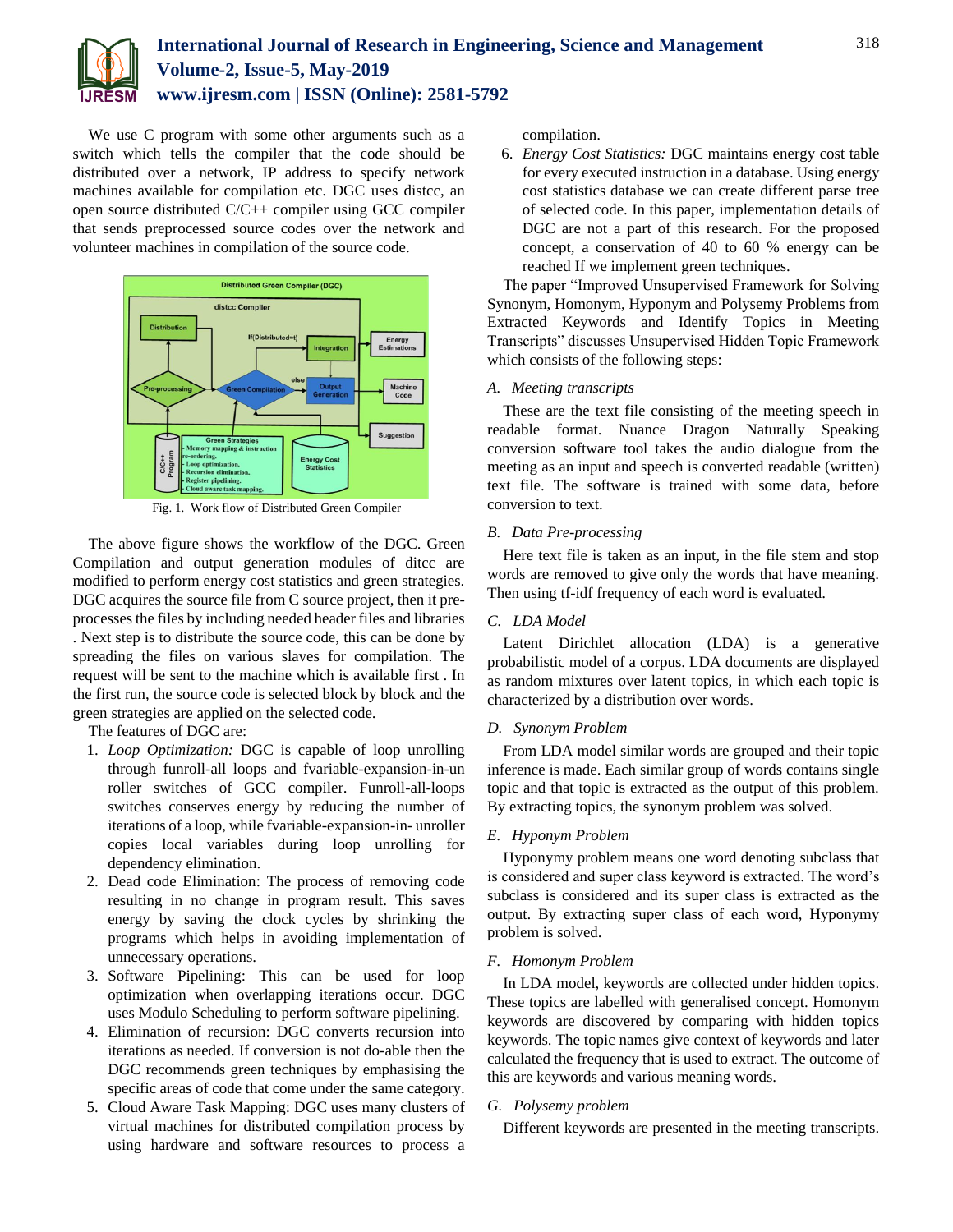We use C program with some other arguments such as a switch which tells the compiler that the code should be distributed over a network, IP address to specify network machines available for compilation etc. DGC uses distcc, an open source distributed C/C++ compiler using GCC compiler that sends preprocessed source codes over the network and volunteer machines in compilation of the source code.

Fig. 1. Work flow of Distributed Green Compiler

The above figure shows the workflow of the DGC. Green Compilation and output generation modules of ditcc are modified to perform energy cost statistics and green strategies. DGC acquires the source file from C source project, then it pre-processes the files by including needed header files and libraries . Next step is to distribute the source code, this can be done by spreading the files on various slaves for compilation. The request will be sent to the machine which is available first . In the first run, the source code is selected block by block and the green strategies are applied on the selected code.

The features of DGC are:

1. *Loop Optimization:* DGC is capable of loop unrolling through funroll-all loops and fvariable-expansion-in-un roller switches of GCC compiler. Funroll-all-loops switches conserves energy by reducing the number of iterations of a loop, while fvariable-expansion-in- unroller copies local variables during loop unrolling for dependency elimination.
2. Dead code Elimination: The process of removing code resulting in no change in program result. This saves energy by saving the clock cycles by shrinking the programs which helps in avoiding implementation of unnecessary operations.
3. Software Pipelining: This can be used for loop optimization when overlapping iterations occur. DGC uses Modulo Scheduling to perform software pipelining.
4. Elimination of recursion: DGC converts recursion into iterations as needed. If conversion is not do-able then the DGC recommends green techniques by emphasising the specific areas of code that come under the same category.
5. Cloud Aware Task Mapping: DGC uses many clusters of virtual machines for distributed compilation process by using hardware and software resources to process a compilation.
6. *Energy Cost Statistics:* DGC maintains energy cost table for every executed instruction in a database. Using energy cost statistics database we can create different parse tree of selected code. In this paper, implementation details of DGC are not a part of this research. For the proposed concept, a conservation of 40 to 60 % energy can be reached If we implement green techniques.

The paper “Improved Unsupervised Framework for Solving Synonym, Homonym, Hyponym and Polysemy Problems from Extracted Keywords and Identify Topics in Meeting Transcripts” discusses Unsupervised Hidden Topic Framework which consists of the following steps:

### *A. Meeting transcripts*

These are the text file consisting of the meeting speech in readable format. Nuance Dragon Naturally Speaking conversion software tool takes the audio dialogue from the meeting as an input and speech is converted readable (written) text file. The software is trained with some data, before conversion to text.

### *B. Data Pre-processing*

Here text file is taken as an input, in the file stem and stop words are removed to give only the words that have meaning. Then using tf-idf frequency of each word is evaluated.

### *C. LDA Model*

Latent Dirichlet allocation (LDA) is a generative probabilistic model of a corpus. LDA documents are displayed as random mixtures over latent topics, in which each topic is characterized by a distribution over words.

### *D. Synonym Problem*

From LDA model similar words are grouped and their topic inference is made. Each similar group of words contains single topic and that topic is extracted as the output of this problem. By extracting topics, the synonym problem was solved.

### *E. Hyponym Problem*

Hyponymy problem means one word denoting subclass that is considered and super class keyword is extracted. The word’s subclass is considered and its super class is extracted as the output. By extracting super class of each word, Hyponymy problem is solved.

### *F. Homonym Problem*

In LDA model, keywords are collected under hidden topics. These topics are labelled with generalised concept. Homonym keywords are discovered by comparing with hidden topics keywords. The topic names give context of keywords and later calculated the frequency that is used to extract. The outcome of this are keywords and various meaning words.

### *G. Polysemy problem*

Different keywords are presented in the meeting transcripts.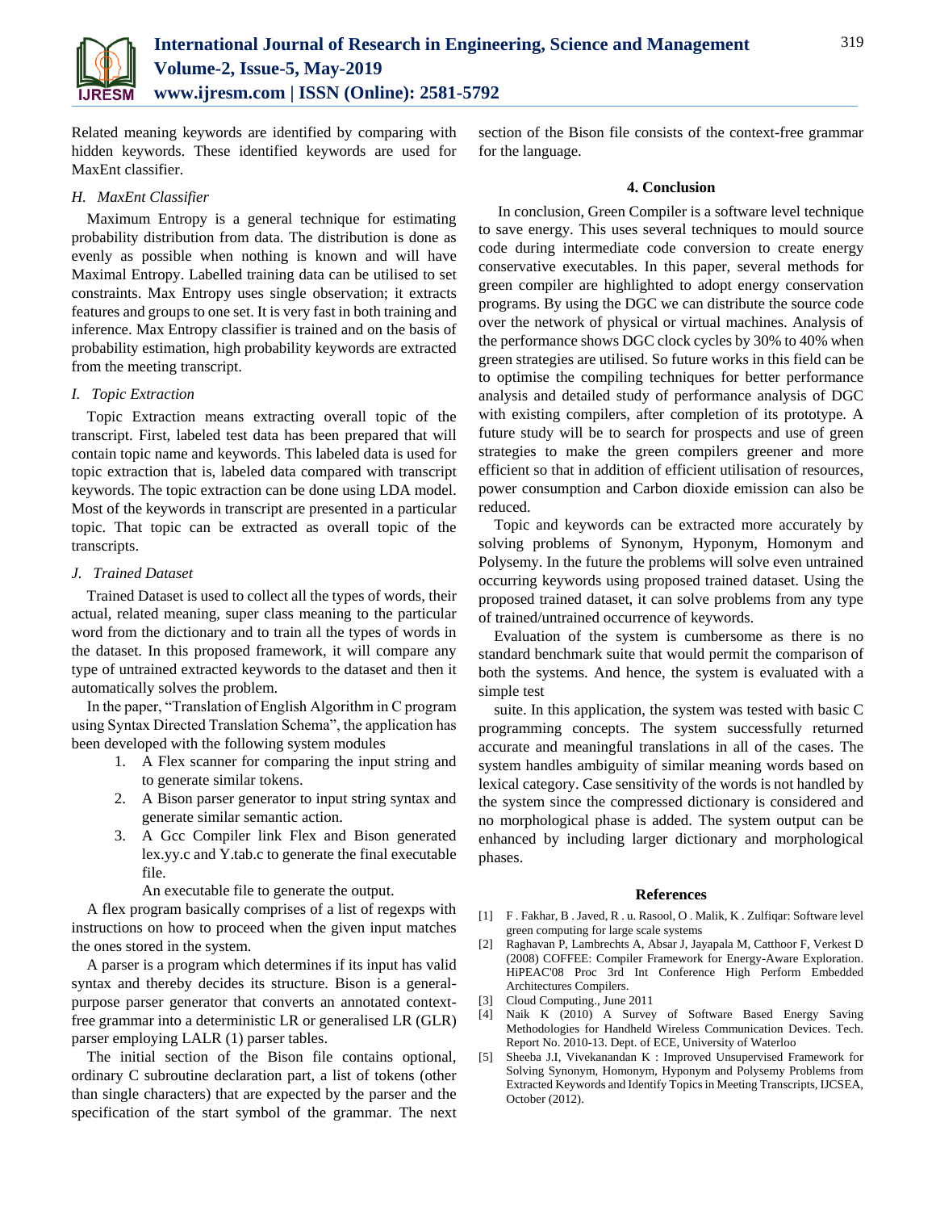Related meaning keywords are identified by comparing with hidden keywords. These identified keywords are used for MaxEnt classifier.

### *H. MaxEnt Classifier*

Maximum Entropy is a general technique for estimating probability distribution from data. The distribution is done as evenly as possible when nothing is known and will have Maximal Entropy. Labelled training data can be utilised to set constraints. Max Entropy uses single observation; it extracts features and groups to one set. It is very fast in both training and inference. Max Entropy classifier is trained and on the basis of probability estimation, high probability keywords are extracted from the meeting transcript.

### *I. Topic Extraction*

Topic Extraction means extracting overall topic of the transcript. First, labeled test data has been prepared that will contain topic name and keywords. This labeled data is used for topic extraction that is, labeled data compared with transcript keywords. The topic extraction can be done using LDA model. Most of the keywords in transcript are presented in a particular topic. That topic can be extracted as overall topic of the transcripts.

### *J. Trained Dataset*

Trained Dataset is used to collect all the types of words, their actual, related meaning, super class meaning to the particular word from the dictionary and to train all the types of words in the dataset. In this proposed framework, it will compare any type of untrained extracted keywords to the dataset and then it automatically solves the problem.

In the paper, "Translation of English Algorithm in C program using Syntax Directed Translation Schema", the application has been developed with the following system modules

1. A Flex scanner for comparing the input string and to generate similar tokens.
2. A Bison parser generator to input string syntax and generate similar semantic action.
3. A Gcc Compiler link Flex and Bison generated lex.yy.c and Y.tab.c to generate the final executable file.

   An executable file to generate the output.

A flex program basically comprises of a list of regexps with instructions on how to proceed when the given input matches the ones stored in the system.

A parser is a program which determines if its input has valid syntax and thereby decides its structure. Bison is a general-purpose parser generator that converts an annotated context-free grammar into a deterministic LR or generalised LR (GLR) parser employing LALR (1) parser tables.

The initial section of the Bison file contains optional, ordinary C subroutine declaration part, a list of tokens (other than single characters) that are expected by the parser and the specification of the start symbol of the grammar. The next section of the Bison file consists of the context-free grammar for the language.

## 4. Conclusion

In conclusion, Green Compiler is a software level technique to save energy. This uses several techniques to mould source code during intermediate code conversion to create energy conservative executables. In this paper, several methods for green compiler are highlighted to adopt energy conservation programs. By using the DGC we can distribute the source code over the network of physical or virtual machines. Analysis of the performance shows DGC clock cycles by 30% to 40% when green strategies are utilised. So future works in this field can be to optimise the compiling techniques for better performance analysis and detailed study of performance analysis of DGC with existing compilers, after completion of its prototype. A future study will be to search for prospects and use of green strategies to make the green compilers greener and more efficient so that in addition of efficient utilisation of resources, power consumption and Carbon dioxide emission can also be reduced.

Topic and keywords can be extracted more accurately by solving problems of Synonym, Hyponym, Homonym and Polysemy. In the future the problems will solve even untrained occurring keywords using proposed trained dataset. Using the proposed trained dataset, it can solve problems from any type of trained/untrained occurrence of keywords.

Evaluation of the system is cumbersome as there is no standard benchmark suite that would permit the comparison of both the systems. And hence, the system is evaluated with a simple test

suite. In this application, the system was tested with basic C programming concepts. The system successfully returned accurate and meaningful translations in all of the cases. The system handles ambiguity of similar meaning words based on lexical category. Case sensitivity of the words is not handled by the system since the compressed dictionary is considered and no morphological phase is added. The system output can be enhanced by including larger dictionary and morphological phases.

## References

[1] F . Fakhar, B . Javed, R . u. Rasool, O . Malik, K . Zulfiqar: Software level green computing for large scale systems

[2] Raghavan P, Lambrechts A, Absar J, Jayapala M, Catthoor F, Verkest D (2008) COFFEE: Compiler Framework for Energy-Aware Exploration. HiPEAC'08 Proc 3rd Int Conference High Perform Embedded Architectures Compilers.

[3] Cloud Computing., June 2011

[4] Naik K (2010) A Survey of Software Based Energy Saving Methodologies for Handheld Wireless Communication Devices. Tech. Report No. 2010-13. Dept. of ECE, University of Waterloo

[5] Sheeba J.I, Vivekanandan K : Improved Unsupervised Framework for Solving Synonym, Homonym, Hyponym and Polysemy Problems from Extracted Keywords and Identify Topics in Meeting Transcripts, IJCSEA, October (2012).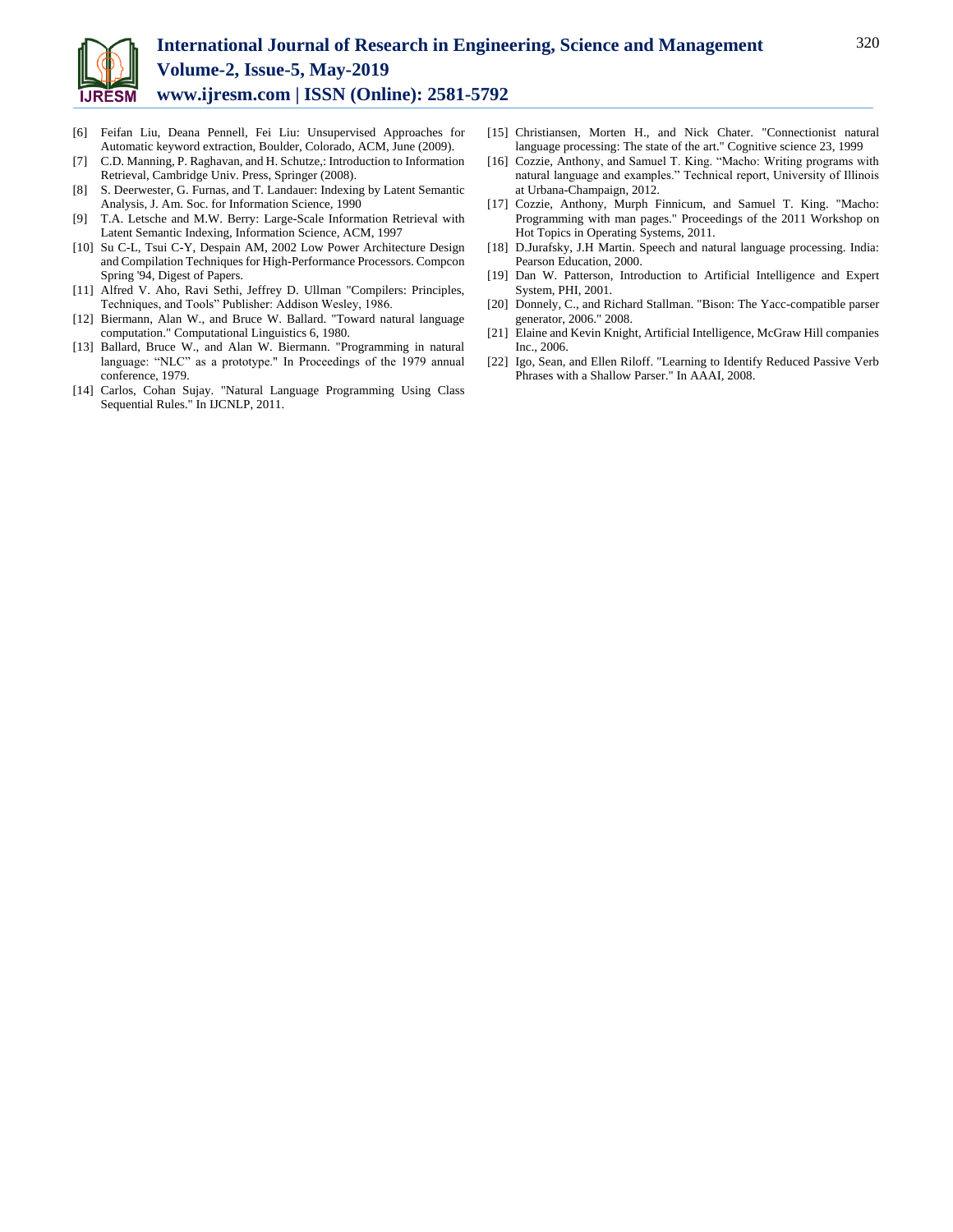[6] Feifan Liu, Deana Pennell, Fei Liu: Unsupervised Approaches for Automatic keyword extraction, Boulder, Colorado, ACM, June (2009).

[7] C.D. Manning, P. Raghavan, and H. Schutze,: Introduction to Information Retrieval, Cambridge Univ. Press, Springer (2008).

[8] S. Deerwester, G. Furnas, and T. Landauer: Indexing by Latent Semantic Analysis, J. Am. Soc. for Information Science, 1990

[9] T.A. Letsche and M.W. Berry: Large-Scale Information Retrieval with Latent Semantic Indexing, Information Science, ACM, 1997

[10] Su C-L, Tsui C-Y, Despain AM, 2002 Low Power Architecture Design and Compilation Techniques for High-Performance Processors. Compcon Spring '94, Digest of Papers.

[11] Alfred V. Aho, Ravi Sethi, Jeffrey D. Ullman "Compilers: Principles, Techniques, and Tools" Publisher: Addison Wesley, 1986.

[12] Biermann, Alan W., and Bruce W. Ballard. "Toward natural language computation." Computational Linguistics 6, 1980.

[13] Ballard, Bruce W., and Alan W. Biermann. "Programming in natural language: "NLC" as a prototype." In Proceedings of the 1979 annual conference, 1979.

[14] Carlos, Cohan Sujay. "Natural Language Programming Using Class Sequential Rules." In IJCNLP, 2011.

[15] Christiansen, Morten H., and Nick Chater. "Connectionist natural language processing: The state of the art." Cognitive science 23, 1999

[16] Cozzie, Anthony, and Samuel T. King. "Macho: Writing programs with natural language and examples." Technical report, University of Illinois at Urbana-Champaign, 2012.

[17] Cozzie, Anthony, Murph Finnicum, and Samuel T. King. "Macho: Programming with man pages." Proceedings of the 2011 Workshop on Hot Topics in Operating Systems, 2011.

[18] D.Jurafsky, J.H Martin. Speech and natural language processing. India: Pearson Education, 2000.

[19] Dan W. Patterson, Introduction to Artificial Intelligence and Expert System, PHI, 2001.

[20] Donnely, C., and Richard Stallman. "Bison: The Yacc-compatible parser generator, 2006." 2008.

[21] Elaine and Kevin Knight, Artificial Intelligence, McGraw Hill companies Inc., 2006.

[22] Igo, Sean, and Ellen Riloff. "Learning to Identify Reduced Passive Verb Phrases with a Shallow Parser." In AAAI, 2008.